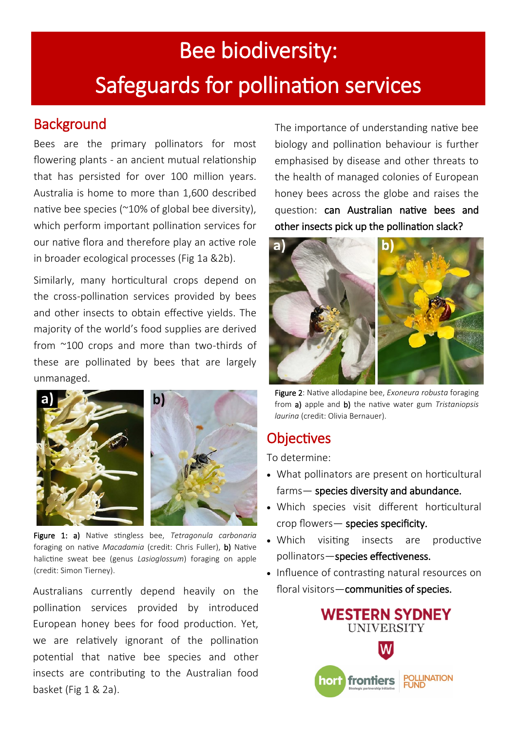# Bee biodiversity: Safeguards for pollination services

## Background

Bees are the primary pollinators for most flowering plants - an ancient mutual relationship that has persisted for over 100 million years. Australia is home to more than 1,600 described native bee species (~10% of global bee diversity), which perform important pollination services for our native flora and therefore play an active role in broader ecological processes (Fig 1a &2b).

Similarly, many horticultural crops depend on the cross-pollination services provided by bees and other insects to obtain effective yields. The majority of the world's food supplies are derived from ~100 crops and more than two-thirds of these are pollinated by bees that are largely unmanaged.

**Figure 1: a)** Native stingless bee, *Tetragonula carbonaria* foraging on native *Macadamia* (credit: Chris Fuller), **b)** Native halictine sweat bee (genus *Lasioglossum*) foraging on apple (credit: Simon Tierney).

Australians currently depend heavily on the pollination services provided by introduced European honey bees for food production. Yet, we are relatively ignorant of the pollination potential that native bee species and other insects are contributing to the Australian food basket (Fig 1 & 2a).

The importance of understanding native bee biology and pollination behaviour is further emphasised by disease and other threats to the health of managed colonies of European honey bees across the globe and raises the question: **can Australian native bees and other insects pick up the pollination slack?**

**Figure 2**: Native allodapine bee, *Exoneura robusta* foraging from **a)** apple and **b)** the native water gum *Tristaniopsis laurina* (credit: Olivia Bernauer).

## Objectives

To determine:

- What pollinators are present on horticultural farms— **species diversity and abundance.**
- Which species visit different horticultural crop flowers— **species specificity.**
- Which visiting insects are productive pollinators—**species effectiveness.**
- Influence of contrasting natural resources on floral visitors—**communities of species.**

WESTERN SYDNEY UNIVERSITY

hort frontiers Strategic partnership initiative | POLLINATION FUND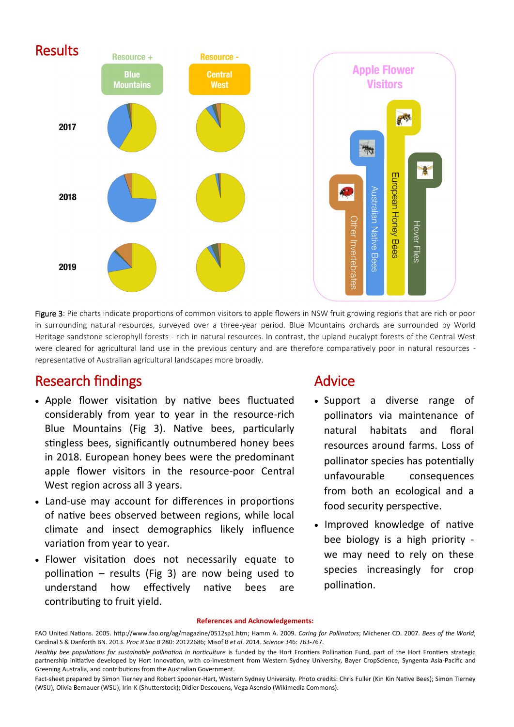## Results

Resource +

Blue Mountains

Resource -

Central West

2017

2018

2019

Apple Flower Visitors

Other Invertebrates

Australian Native Bees

European Honey Bees

Hover Flies

**Figure 3**: Pie charts indicate proportions of common visitors to apple flowers in NSW fruit growing regions that are rich or poor in surrounding natural resources, surveyed over a three-year period. Blue Mountains orchards are surrounded by World Heritage sandstone sclerophyll forests - rich in natural resources. In contrast, the upland eucalypt forests of the Central West were cleared for agricultural land use in the previous century and are therefore comparatively poor in natural resources - representative of Australian agricultural landscapes more broadly.

## Research findings

- Apple flower visitation by native bees fluctuated considerably from year to year in the resource-rich Blue Mountains (Fig 3). Native bees, particularly stingless bees, significantly outnumbered honey bees in 2018. European honey bees were the predominant apple flower visitors in the resource-poor Central West region across all 3 years.
- Land-use may account for differences in proportions of native bees observed between regions, while local climate and insect demographics likely influence variation from year to year.
- Flower visitation does not necessarily equate to pollination – results (Fig 3) are now being used to understand how effectively native bees are contributing to fruit yield.

## Advice

- Support a diverse range of pollinators via maintenance of natural habitats and floral resources around farms. Loss of pollinator species has potentially unfavourable consequences from both an ecological and a food security perspective.
- Improved knowledge of native bee biology is a high priority - we may need to rely on these species increasingly for crop pollination.

**References and Acknowledgements:**

FAO United Nations. 2005. http://www.fao.org/ag/magazine/0512sp1.htm; Hamm A. 2009. *Caring for Pollinators*; Michener CD. 2007. *Bees of the World*; Cardinal S & Danforth BN. 2013. *Proc R Soc B* 280: 20122686; Misof B *et al*. 2014. *Science* 346: 763-767.

*Healthy bee populations for sustainable pollination in horticulture* is funded by the Hort Frontiers Pollination Fund, part of the Hort Frontiers strategic partnership initiative developed by Hort Innovation, with co-investment from Western Sydney University, Bayer CropScience, Syngenta Asia-Pacific and Greening Australia, and contributions from the Australian Government.

Fact-sheet prepared by Simon Tierney and Robert Spooner-Hart, Western Sydney University. Photo credits: Chris Fuller (Kin Kin Native Bees); Simon Tierney (WSU), Olivia Bernauer (WSU); Irin-K (Shutterstock); Didier Descouens, Vega Asensio (Wikimedia Commons).